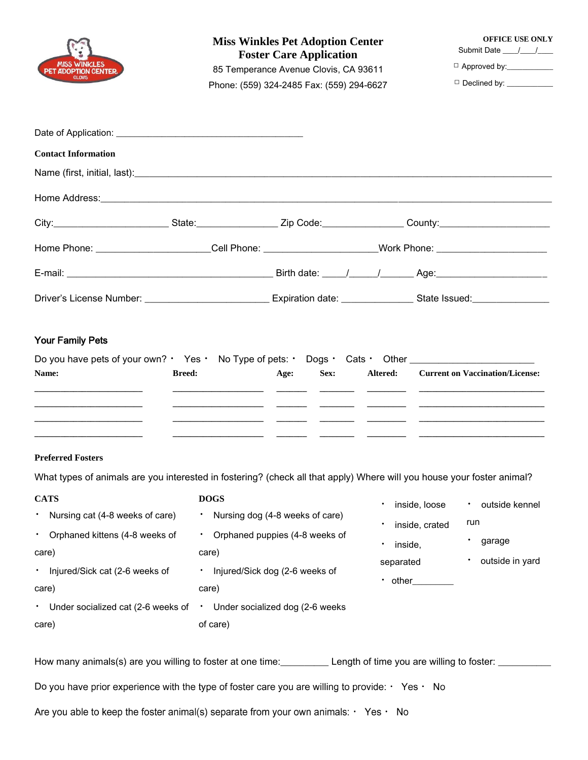# Miss Winkles Pet Adoption Center
## Foster Care Application

85 Temperance Avenue Clovis, CA 93611

Phone: (559) 324-2485 Fax: (559) 294-6627

**OFFICE USE ONLY**

Submit Date ____/____/____

☐ Approved by:___________

☐ Declined by: ___________

Date of Application: ____________________________________

**Contact Information**

Name (first, initial, last):_______________________________________________________________________________

Home Address:_______________________________________________________________________________________

City:______________________ State:_______________ Zip Code:_______________ County:_____________________

Home Phone: _____________________Cell Phone: _____________________Work Phone: _____________________

E-mail: ________________________________________ Birth date: _____/_____/______ Age:_____________________

Driver's License Number: ________________________ Expiration date: ______________ State Issued:_______________

## Your Family Pets

Do you have pets of your own? • Yes • No Type of pets: • Dogs • Cats • Other ________________________

| Name: | Breed: | Age: | Sex: | Altered: | Current on Vaccination/License: |
|---|---|---|---|---|---|
| | | | | | |
| | | | | | |
| | | | | | |
| | | | | | |

**Preferred Fosters**

What types of animals are you interested in fostering? (check all that apply) Where will you house your foster animal?

**CATS**

- Nursing cat (4-8 weeks of care)
- Orphaned kittens (4-8 weeks of care)
- Injured/Sick cat (2-6 weeks of care)
- Under socialized cat (2-6 weeks of care)

**DOGS**

- Nursing dog (4-8 weeks of care)
- Orphaned puppies (4-8 weeks of care)
- Injured/Sick dog (2-6 weeks of care)
- Under socialized dog (2-6 weeks of care)

- inside, loose
- inside, crated
- inside, separated
- other________
- outside kennel run
- garage
- outside in yard

How many animals(s) are you willing to foster at one time:_________ Length of time you are willing to foster: __________

Do you have prior experience with the type of foster care you are willing to provide: • Yes • No

Are you able to keep the foster animal(s) separate from your own animals: • Yes • No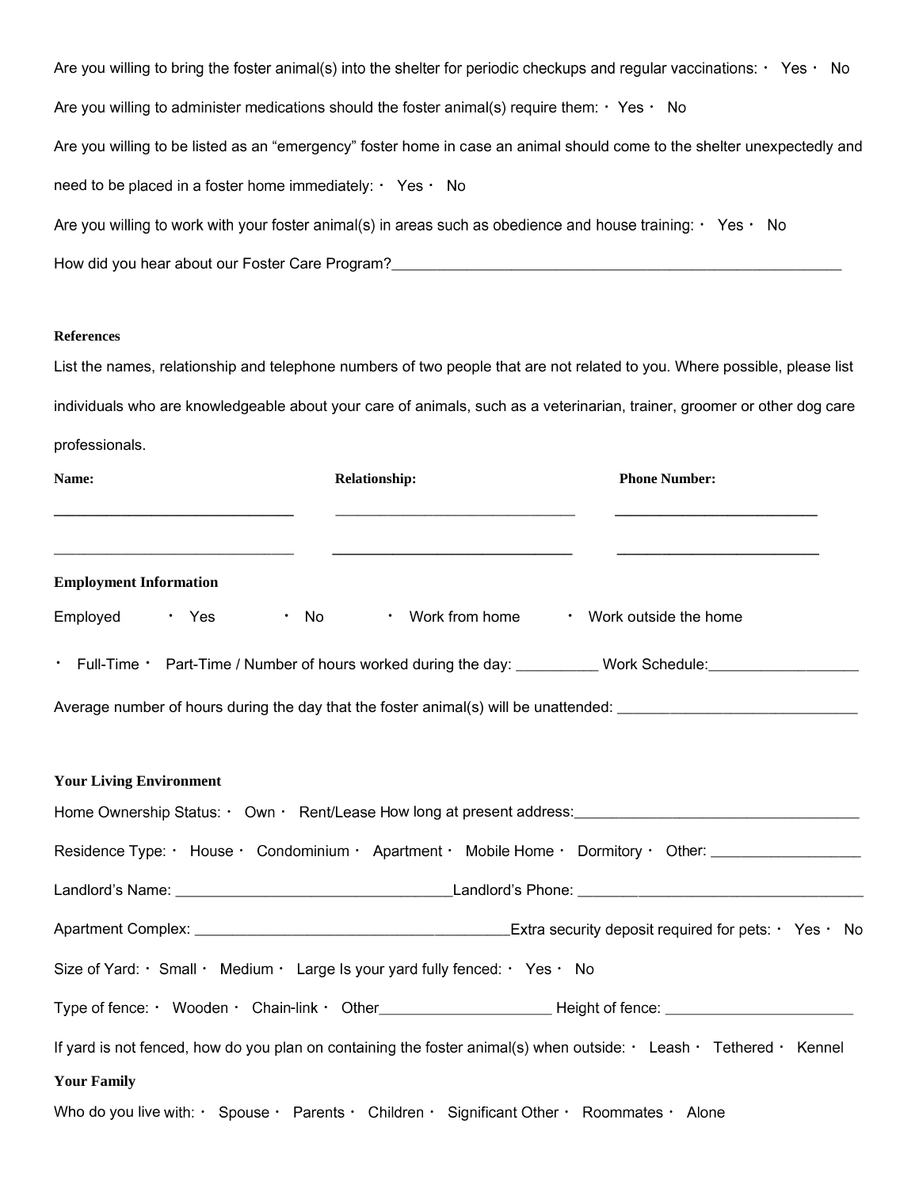Are you willing to bring the foster animal(s) into the shelter for periodic checkups and regular vaccinations: · Yes · No

Are you willing to administer medications should the foster animal(s) require them: · Yes · No

Are you willing to be listed as an "emergency" foster home in case an animal should come to the shelter unexpectedly and need to be placed in a foster home immediately: · Yes · No

Are you willing to work with your foster animal(s) in areas such as obedience and house training: · Yes · No

How did you hear about our Foster Care Program?___________________________________________________________

**References**

List the names, relationship and telephone numbers of two people that are not related to you. Where possible, please list individuals who are knowledgeable about your care of animals, such as a veterinarian, trainer, groomer or other dog care professionals.

| Name: | Relationship: | Phone Number: |
| --- | --- | --- |
| ______________________________ | ______________________________ | __________________________ |
| ______________________________ | ______________________________ | __________________________ |

**Employment Information**

Employed · Yes · No · Work from home · Work outside the home

· Full-Time · Part-Time / Number of hours worked during the day: __________ Work Schedule:__________________

Average number of hours during the day that the foster animal(s) will be unattended: ______________________________

**Your Living Environment**

Home Ownership Status: · Own · Rent/Lease How long at present address:___________________________________

Residence Type: · House · Condominium · Apartment · Mobile Home · Dormitory · Other: __________________

Landlord's Name: _________________________________Landlord's Phone: ___________________________________

Apartment Complex: ________________________________________Extra security deposit required for pets: · Yes · No

Size of Yard: · Small · Medium · Large Is your yard fully fenced: · Yes · No

Type of fence: · Wooden · Chain-link · Other____________________ Height of fence: ______________________

If yard is not fenced, how do you plan on containing the foster animal(s) when outside: · Leash · Tethered · Kennel

**Your Family**

Who do you live with: · Spouse · Parents · Children · Significant Other · Roommates · Alone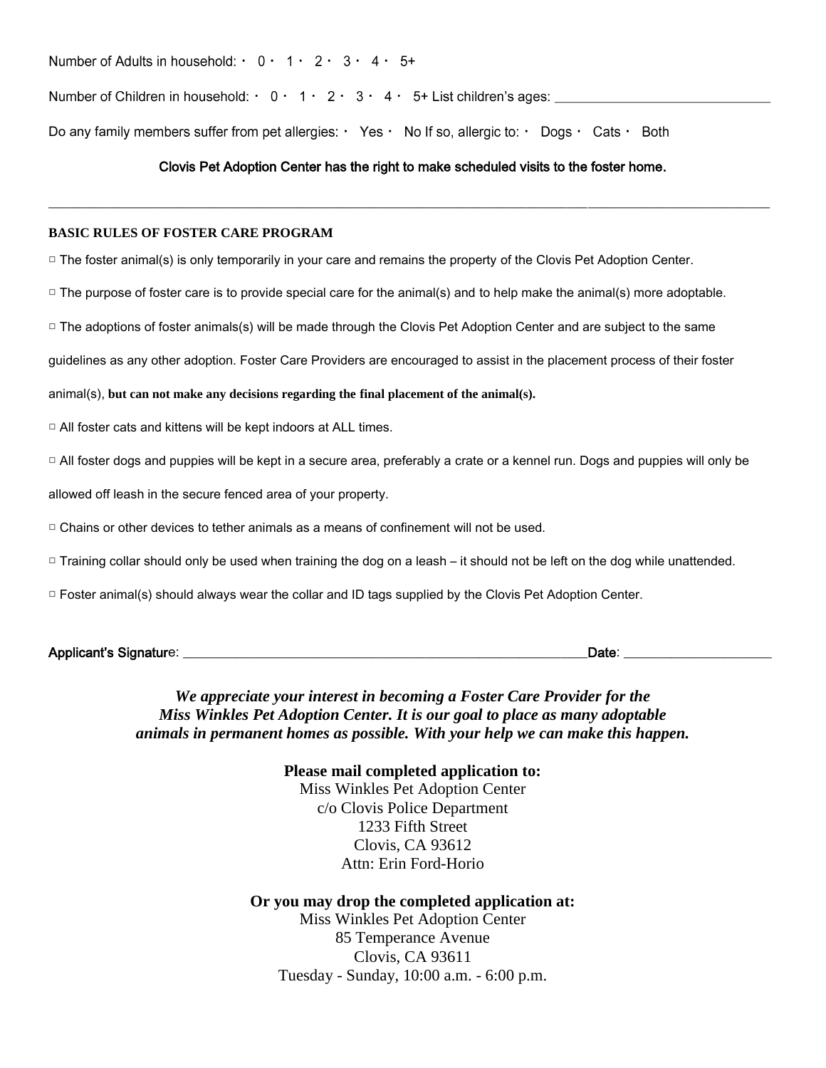Number of Adults in household: · 0 · 1 · 2 · 3 · 4 · 5+

Number of Children in household: · 0 · 1 · 2 · 3 · 4 · 5+ List children's ages: ______________________________

Do any family members suffer from pet allergies: · Yes · No If so, allergic to: · Dogs · Cats · Both

**Clovis Pet Adoption Center has the right to make scheduled visits to the foster home.**

---

**BASIC RULES OF FOSTER CARE PROGRAM**

□ The foster animal(s) is only temporarily in your care and remains the property of the Clovis Pet Adoption Center.

□ The purpose of foster care is to provide special care for the animal(s) and to help make the animal(s) more adoptable.

□ The adoptions of foster animals(s) will be made through the Clovis Pet Adoption Center and are subject to the same guidelines as any other adoption. Foster Care Providers are encouraged to assist in the placement process of their foster animal(s), **but can not make any decisions regarding the final placement of the animal(s).**

□ All foster cats and kittens will be kept indoors at ALL times.

□ All foster dogs and puppies will be kept in a secure area, preferably a crate or a kennel run. Dogs and puppies will only be allowed off leash in the secure fenced area of your property.

□ Chains or other devices to tether animals as a means of confinement will not be used.

□ Training collar should only be used when training the dog on a leash – it should not be left on the dog while unattended.

□ Foster animal(s) should always wear the collar and ID tags supplied by the Clovis Pet Adoption Center.

**Applicant's Signature**: ____________________________________________________________ **Date**: _____________________

***We appreciate your interest in becoming a Foster Care Provider for the Miss Winkles Pet Adoption Center. It is our goal to place as many adoptable animals in permanent homes as possible. With your help we can make this happen.***

**Please mail completed application to:**
Miss Winkles Pet Adoption Center
c/o Clovis Police Department
1233 Fifth Street
Clovis, CA 93612
Attn: Erin Ford-Horio

**Or you may drop the completed application at:**
Miss Winkles Pet Adoption Center
85 Temperance Avenue
Clovis, CA 93611
Tuesday - Sunday, 10:00 a.m. - 6:00 p.m.